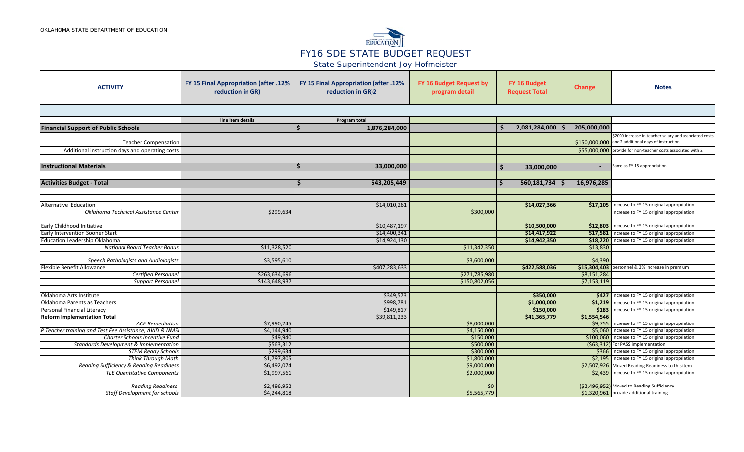OKLAHOMA STATE DEPARTMENT OF EDUCATION

# FY16 SDE STATE BUDGET REQUEST

## State Superintendent Joy Hofmeister

| ACTIVITY | FY 15 Final Appropriation (after .12% reduction in GR) | FY 15 Final Appropriation (after .12% reduction in GR)2 | FY 16 Budget Request by program detail | FY 16 Budget Request Total | Change | Notes |
|---|---|---|---|---|---|---|
| | line item details | Program total | | | | |
| **Financial Support of Public Schools** | | $ 1,876,284,000 | | $ 2,081,284,000 | $ 205,000,000 | |
| Teacher Compensation | | | | | $150,000,000 | $2000 increase in teacher salary and associated costs and 2 additional days of instruction |
| Additional instruction days and operating costs | | | | | $55,000,000 | provide for non-teacher costs associated with 2 |
| **Instructional Materials** | | $ 33,000,000 | | $ 33,000,000 | - | Same as FY 15 appropriation |
| **Activities Budget - Total** | | $ 543,205,449 | | $ 560,181,734 | $ 16,976,285 | |
| Alternative Education | | $14,010,261 | | $14,027,366 | $17,105 | Increase to FY 15 original appropriation |
| *Oklahoma Technical Assistance Center* | $299,634 | | $300,000 | | | Increase to FY 15 original appropriation |
| Early Childhood Initiative | | $10,487,197 | | $10,500,000 | $12,803 | Increase to FY 15 original appropriation |
| Early Intervention Sooner Start | | $14,400,341 | | $14,417,922 | $17,581 | Increase to FY 15 original appropriation |
| Education Leadership Oklahoma | | $14,924,130 | | $14,942,350 | $18,220 | Increase to FY 15 original appropriation |
| *National Board Teacher Bonus* | $11,328,520 | | $11,342,350 | | $13,830 | |
| *Speech Pathologists and Audiologists* | $3,595,610 | | $3,600,000 | | $4,390 | |
| Flexible Benefit Allowance | | $407,283,633 | | $422,588,036 | $15,304,403 | personnel & 3% increase in premium |
| *Certified Personnel* | $263,634,696 | | $271,785,980 | | $8,151,284 | |
| *Support Personnel* | $143,648,937 | | $150,802,056 | | $7,153,119 | |
| Oklahoma Arts Institute | | $349,573 | | $350,000 | $427 | Increase to FY 15 original appropriation |
| Oklahoma Parents as Teachers | | $998,781 | | $1,000,000 | $1,219 | Increase to FY 15 original appropriation |
| Personal Financial Literacy | | $149,817 | | $150,000 | $183 | Increase to FY 15 original appropriation |
| **Reform Implementation Total** | | $39,811,233 | | $41,365,779 | $1,554,546 | |
| *ACE Remediation* | $7,990,245 | | $8,000,000 | | $9,755 | Increase to FY 15 original appropriation |
| *P Teacher training and Test Fee Assistance, AVID & NMSI* | $4,144,940 | | $4,150,000 | | $5,060 | Increase to FY 15 original appropriation |
| *Charter Schools Incentive Fund* | $49,940 | | $150,000 | | $100,060 | Increase to FY 15 original appropriation |
| *Standards Development & Implementation* | $563,312 | | $500,000 | | ($63,312) | For PASS implementation |
| *STEM Ready Schools* | $299,634 | | $300,000 | | $366 | Increase to FY 15 original appropriation |
| *Think Through Math* | $1,797,805 | | $1,800,000 | | $2,195 | Increase to FY 15 original appropriation |
| *Reading Sufficiency & Reading Readiness* | $6,492,074 | | $9,000,000 | | $2,507,926 | Moved Reading Readiness to this item |
| *TLE Quantitative Components* | $1,997,561 | | $2,000,000 | | $2,439 | Increase to FY 15 original appropriation |
| *Reading Readiness* | $2,496,952 | | $0 | | ($2,496,952) | Moved to Reading Sufficiency |
| *Staff Development for schools* | $4,244,818 | | $5,565,779 | | $1,320,961 | provide additional training |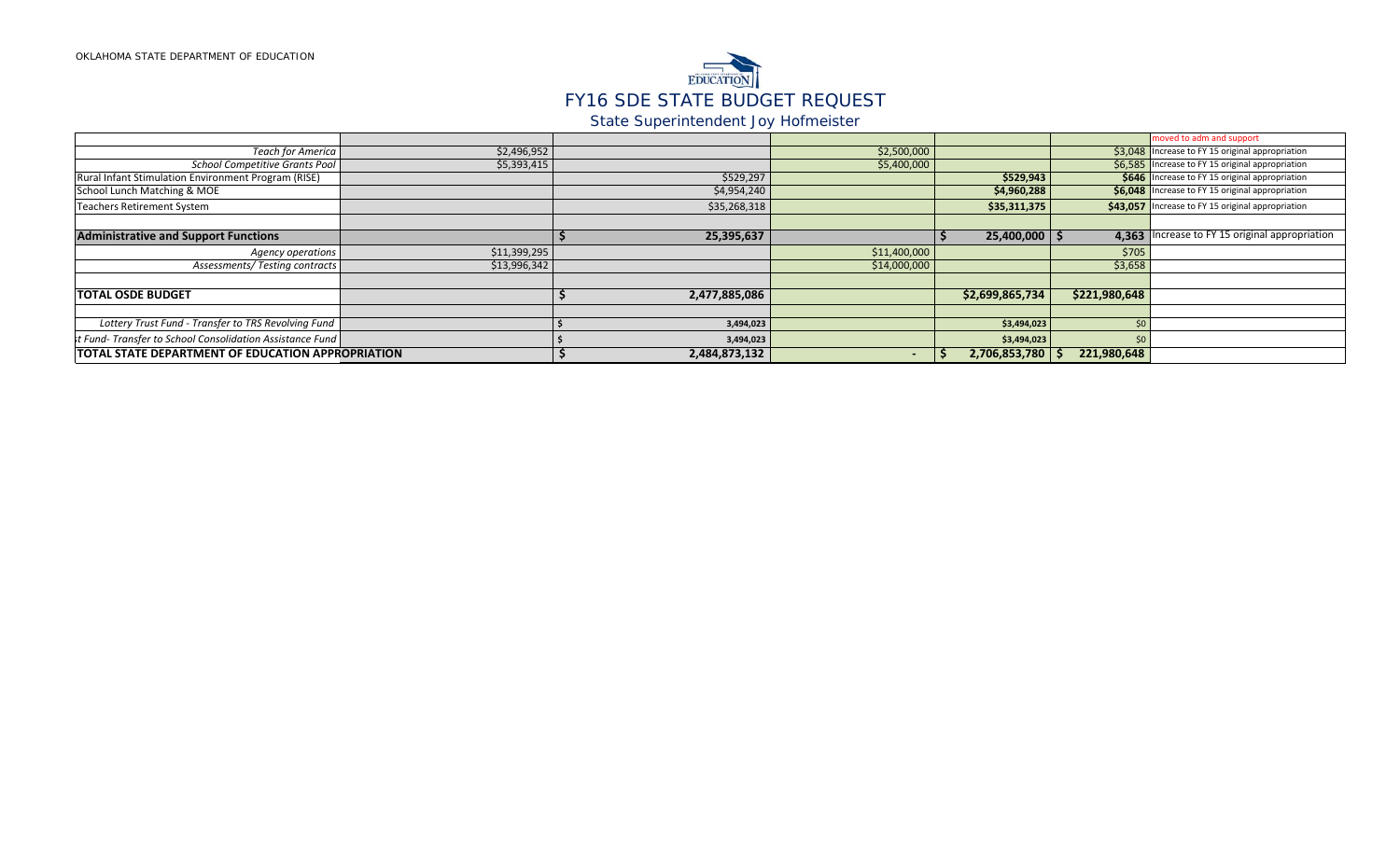OKLAHOMA STATE DEPARTMENT OF EDUCATION

# FY16 SDE STATE BUDGET REQUEST

State Superintendent Joy Hofmeister

| | | | | | | |
|---|---|---|---|---|---|---|
| | | | | | | moved to adm and support |
| *Teach for America* | $2,496,952 | | $2,500,000 | | $3,048 | Increase to FY 15 original appropriation |
| *School Competitive Grants Pool* | $5,393,415 | | $5,400,000 | | $6,585 | Increase to FY 15 original appropriation |
| Rural Infant Stimulation Environment Program (RISE) | | $529,297 | | **$529,943** | **$646** | Increase to FY 15 original appropriation |
| School Lunch Matching & MOE | | $4,954,240 | | **$4,960,288** | **$6,048** | Increase to FY 15 original appropriation |
| Teachers Retirement System | | $35,268,318 | | **$35,311,375** | **$43,057** | Increase to FY 15 original appropriation |
| | | | | | | |
| **Administrative and Support Functions** | | **$ 25,395,637** | | **$ 25,400,000** | **$ 4,363** | Increase to FY 15 original appropriation |
| *Agency operations* | $11,399,295 | | $11,400,000 | | $705 | |
| *Assessments/ Testing contracts* | $13,996,342 | | $14,000,000 | | $3,658 | |
| | | | | | | |
| **TOTAL OSDE BUDGET** | | **$ 2,477,885,086** | | **$2,699,865,734** | **$221,980,648** | |
| | | | | | | |
| *Lottery Trust Fund - Transfer to TRS Revolving Fund* | | $ 3,494,023 | | $3,494,023 | $0 | |
| *t Fund- Transfer to School Consolidation Assistance Fund* | | $ 3,494,023 | | $3,494,023 | $0 | |
| **TOTAL STATE DEPARTMENT OF EDUCATION APPROPRIATION** | | **$ 2,484,873,132** | - | **$ 2,706,853,780** | **$ 221,980,648** | |